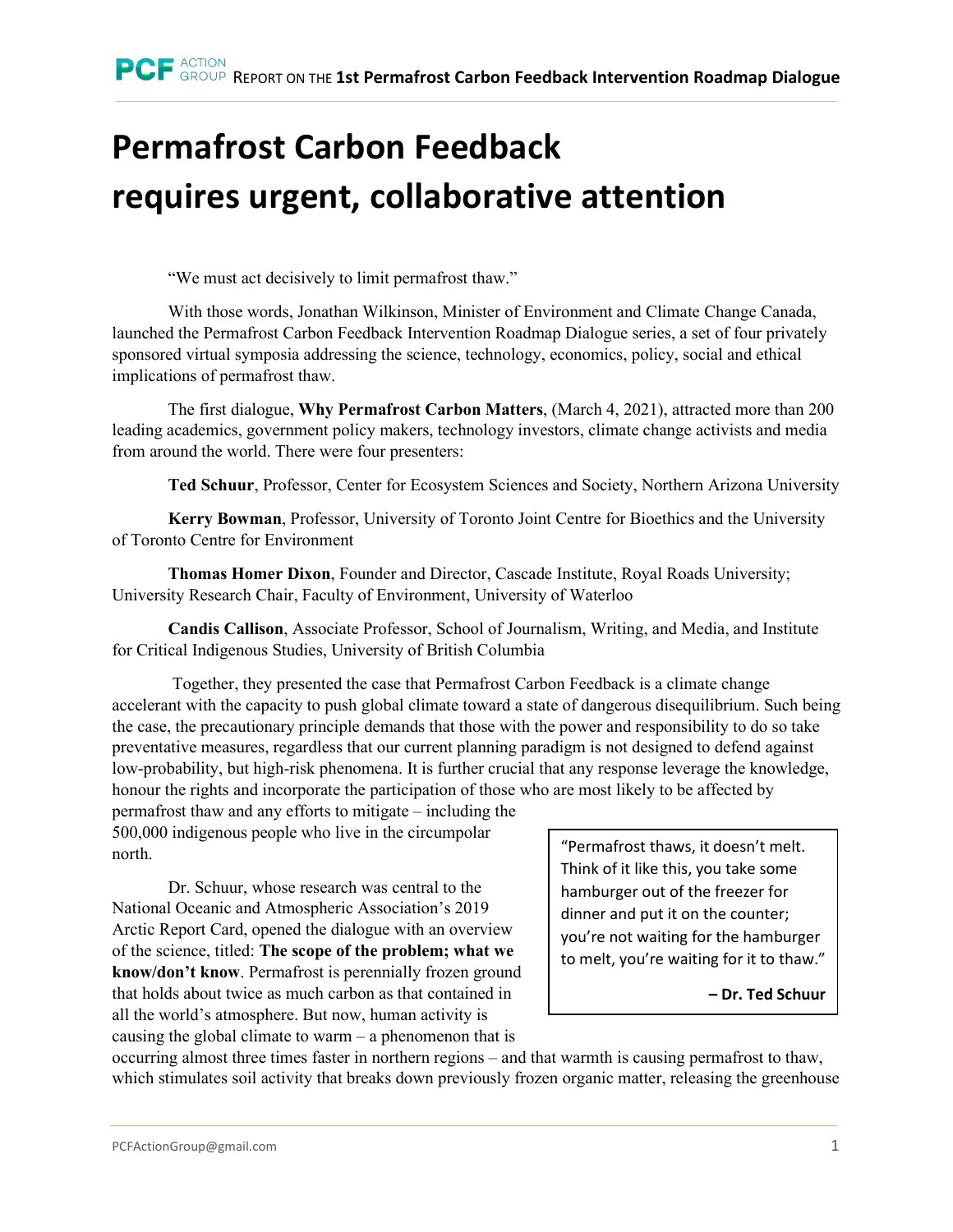# Permafrost Carbon Feedback requires urgent, collaborative attention

"We must act decisively to limit permafrost thaw."

With those words, Jonathan Wilkinson, Minister of Environment and Climate Change Canada, launched the Permafrost Carbon Feedback Intervention Roadmap Dialogue series, a set of four privately sponsored virtual symposia addressing the science, technology, economics, policy, social and ethical implications of permafrost thaw.

The first dialogue, **Why Permafrost Carbon Matters**, (March 4, 2021), attracted more than 200 leading academics, government policy makers, technology investors, climate change activists and media from around the world. There were four presenters:

**Ted Schuur**, Professor, Center for Ecosystem Sciences and Society, Northern Arizona University

**Kerry Bowman**, Professor, University of Toronto Joint Centre for Bioethics and the University of Toronto Centre for Environment

**Thomas Homer Dixon**, Founder and Director, Cascade Institute, Royal Roads University; University Research Chair, Faculty of Environment, University of Waterloo

**Candis Callison**, Associate Professor, School of Journalism, Writing, and Media, and Institute for Critical Indigenous Studies, University of British Columbia

Together, they presented the case that Permafrost Carbon Feedback is a climate change accelerant with the capacity to push global climate toward a state of dangerous disequilibrium. Such being the case, the precautionary principle demands that those with the power and responsibility to do so take preventative measures, regardless that our current planning paradigm is not designed to defend against low-probability, but high-risk phenomena. It is further crucial that any response leverage the knowledge, honour the rights and incorporate the participation of those who are most likely to be affected by permafrost thaw and any efforts to mitigate – including the 500,000 indigenous people who live in the circumpolar north.

> "Permafrost thaws, it doesn't melt. Think of it like this, you take some hamburger out of the freezer for dinner and put it on the counter; you're not waiting for the hamburger to melt, you're waiting for it to thaw."
>
> **– Dr. Ted Schuur**

Dr. Schuur, whose research was central to the National Oceanic and Atmospheric Association's 2019 Arctic Report Card, opened the dialogue with an overview of the science, titled: **The scope of the problem; what we know/don't know**. Permafrost is perennially frozen ground that holds about twice as much carbon as that contained in all the world's atmosphere. But now, human activity is causing the global climate to warm – a phenomenon that is occurring almost three times faster in northern regions – and that warmth is causing permafrost to thaw, which stimulates soil activity that breaks down previously frozen organic matter, releasing the greenhouse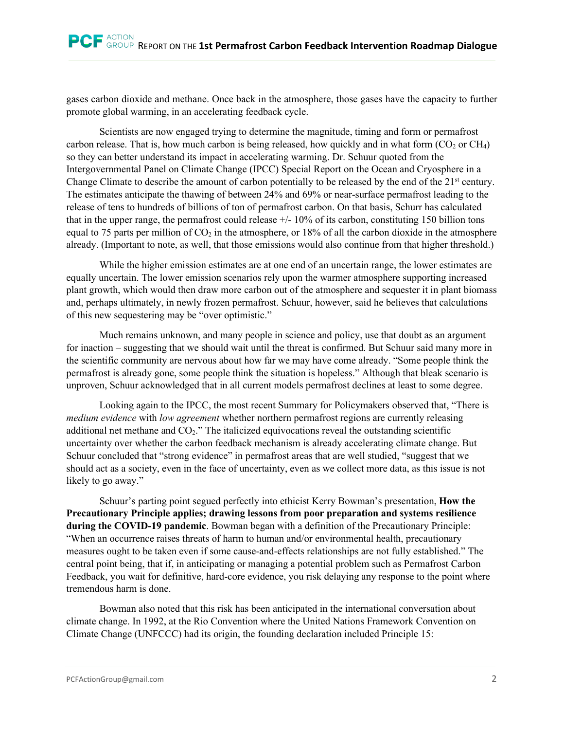gases carbon dioxide and methane. Once back in the atmosphere, those gases have the capacity to further promote global warming, in an accelerating feedback cycle.

Scientists are now engaged trying to determine the magnitude, timing and form or permafrost carbon release. That is, how much carbon is being released, how quickly and in what form ($CO_2$ or $CH_4$) so they can better understand its impact in accelerating warming. Dr. Schuur quoted from the Intergovernmental Panel on Climate Change (IPCC) Special Report on the Ocean and Cryosphere in a Change Climate to describe the amount of carbon potentially to be released by the end of the 21st century. The estimates anticipate the thawing of between 24% and 69% or near-surface permafrost leading to the release of tens to hundreds of billions of ton of permafrost carbon. On that basis, Schurr has calculated that in the upper range, the permafrost could release +/- 10% of its carbon, constituting 150 billion tons equal to 75 parts per million of $CO_2$ in the atmosphere, or 18% of all the carbon dioxide in the atmosphere already. (Important to note, as well, that those emissions would also continue from that higher threshold.)

While the higher emission estimates are at one end of an uncertain range, the lower estimates are equally uncertain. The lower emission scenarios rely upon the warmer atmosphere supporting increased plant growth, which would then draw more carbon out of the atmosphere and sequester it in plant biomass and, perhaps ultimately, in newly frozen permafrost. Schuur, however, said he believes that calculations of this new sequestering may be "over optimistic."

Much remains unknown, and many people in science and policy, use that doubt as an argument for inaction – suggesting that we should wait until the threat is confirmed. But Schuur said many more in the scientific community are nervous about how far we may have come already. "Some people think the permafrost is already gone, some people think the situation is hopeless." Although that bleak scenario is unproven, Schuur acknowledged that in all current models permafrost declines at least to some degree.

Looking again to the IPCC, the most recent Summary for Policymakers observed that, "There is *medium evidence* with *low agreement* whether northern permafrost regions are currently releasing additional net methane and $CO_2$." The italicized equivocations reveal the outstanding scientific uncertainty over whether the carbon feedback mechanism is already accelerating climate change. But Schuur concluded that "strong evidence" in permafrost areas that are well studied, "suggest that we should act as a society, even in the face of uncertainty, even as we collect more data, as this issue is not likely to go away."

Schuur's parting point segued perfectly into ethicist Kerry Bowman's presentation, **How the Precautionary Principle applies; drawing lessons from poor preparation and systems resilience during the COVID-19 pandemic**. Bowman began with a definition of the Precautionary Principle: "When an occurrence raises threats of harm to human and/or environmental health, precautionary measures ought to be taken even if some cause-and-effects relationships are not fully established." The central point being, that if, in anticipating or managing a potential problem such as Permafrost Carbon Feedback, you wait for definitive, hard-core evidence, you risk delaying any response to the point where tremendous harm is done.

Bowman also noted that this risk has been anticipated in the international conversation about climate change. In 1992, at the Rio Convention where the United Nations Framework Convention on Climate Change (UNFCCC) had its origin, the founding declaration included Principle 15: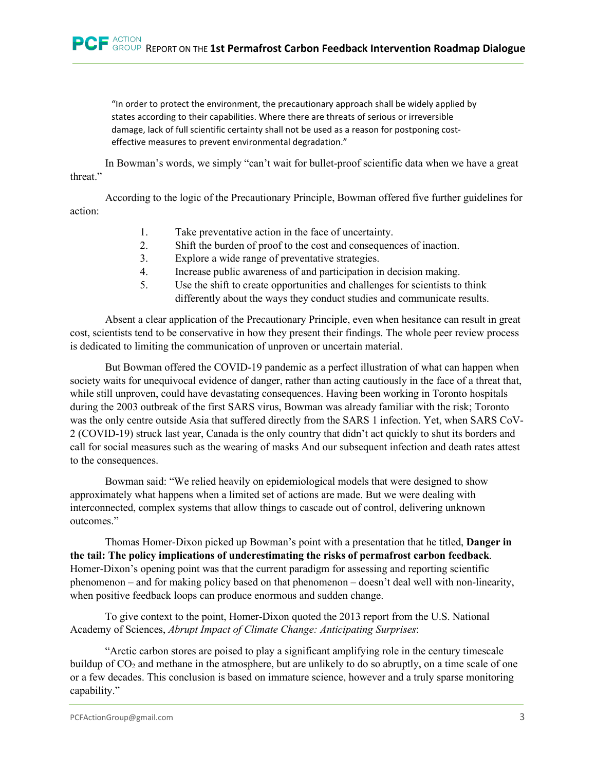> "In order to protect the environment, the precautionary approach shall be widely applied by states according to their capabilities. Where there are threats of serious or irreversible damage, lack of full scientific certainty shall not be used as a reason for postponing cost-effective measures to prevent environmental degradation."

In Bowman's words, we simply "can't wait for bullet-proof scientific data when we have a great threat."

According to the logic of the Precautionary Principle, Bowman offered five further guidelines for action:

1. Take preventative action in the face of uncertainty.
2. Shift the burden of proof to the cost and consequences of inaction.
3. Explore a wide range of preventative strategies.
4. Increase public awareness of and participation in decision making.
5. Use the shift to create opportunities and challenges for scientists to think differently about the ways they conduct studies and communicate results.

Absent a clear application of the Precautionary Principle, even when hesitance can result in great cost, scientists tend to be conservative in how they present their findings. The whole peer review process is dedicated to limiting the communication of unproven or uncertain material.

But Bowman offered the COVID-19 pandemic as a perfect illustration of what can happen when society waits for unequivocal evidence of danger, rather than acting cautiously in the face of a threat that, while still unproven, could have devastating consequences. Having been working in Toronto hospitals during the 2003 outbreak of the first SARS virus, Bowman was already familiar with the risk; Toronto was the only centre outside Asia that suffered directly from the SARS 1 infection. Yet, when SARS CoV-2 (COVID-19) struck last year, Canada is the only country that didn't act quickly to shut its borders and call for social measures such as the wearing of masks And our subsequent infection and death rates attest to the consequences.

Bowman said: "We relied heavily on epidemiological models that were designed to show approximately what happens when a limited set of actions are made. But we were dealing with interconnected, complex systems that allow things to cascade out of control, delivering unknown outcomes."

Thomas Homer-Dixon picked up Bowman's point with a presentation that he titled, **Danger in the tail: The policy implications of underestimating the risks of permafrost carbon feedback**. Homer-Dixon's opening point was that the current paradigm for assessing and reporting scientific phenomenon – and for making policy based on that phenomenon – doesn't deal well with non-linearity, when positive feedback loops can produce enormous and sudden change.

To give context to the point, Homer-Dixon quoted the 2013 report from the U.S. National Academy of Sciences, *Abrupt Impact of Climate Change: Anticipating Surprises*:

"Arctic carbon stores are poised to play a significant amplifying role in the century timescale buildup of $CO_2$ and methane in the atmosphere, but are unlikely to do so abruptly, on a time scale of one or a few decades. This conclusion is based on immature science, however and a truly sparse monitoring capability."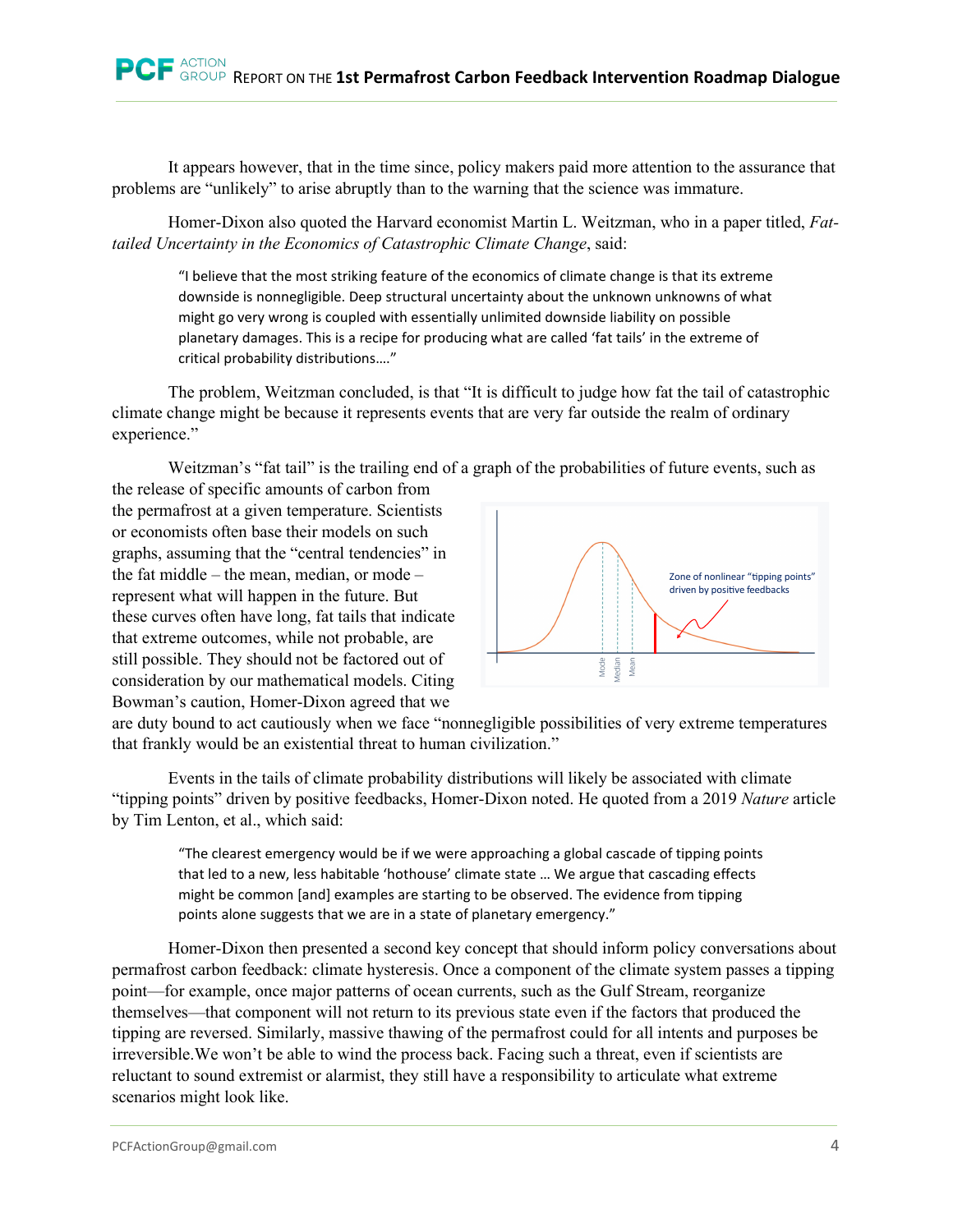It appears however, that in the time since, policy makers paid more attention to the assurance that problems are "unlikely" to arise abruptly than to the warning that the science was immature.

Homer-Dixon also quoted the Harvard economist Martin L. Weitzman, who in a paper titled, *Fat-tailed Uncertainty in the Economics of Catastrophic Climate Change*, said:

> "I believe that the most striking feature of the economics of climate change is that its extreme downside is nonnegligible. Deep structural uncertainty about the unknown unknowns of what might go very wrong is coupled with essentially unlimited downside liability on possible planetary damages. This is a recipe for producing what are called 'fat tails' in the extreme of critical probability distributions…."

The problem, Weitzman concluded, is that "It is difficult to judge how fat the tail of catastrophic climate change might be because it represents events that are very far outside the realm of ordinary experience."

Weitzman's "fat tail" is the trailing end of a graph of the probabilities of future events, such as the release of specific amounts of carbon from the permafrost at a given temperature. Scientists or economists often base their models on such graphs, assuming that the "central tendencies" in the fat middle – the mean, median, or mode – represent what will happen in the future. But these curves often have long, fat tails that indicate that extreme outcomes, while not probable, are still possible. They should not be factored out of consideration by our mathematical models. Citing Bowman's caution, Homer-Dixon agreed that we are duty bound to act cautiously when we face "nonnegligible possibilities of very extreme temperatures that frankly would be an existential threat to human civilization."

Events in the tails of climate probability distributions will likely be associated with climate "tipping points" driven by positive feedbacks, Homer-Dixon noted. He quoted from a 2019 *Nature* article by Tim Lenton, et al., which said:

> "The clearest emergency would be if we were approaching a global cascade of tipping points that led to a new, less habitable 'hothouse' climate state … We argue that cascading effects might be common [and] examples are starting to be observed. The evidence from tipping points alone suggests that we are in a state of planetary emergency."

Homer-Dixon then presented a second key concept that should inform policy conversations about permafrost carbon feedback: climate hysteresis. Once a component of the climate system passes a tipping point—for example, once major patterns of ocean currents, such as the Gulf Stream, reorganize themselves—that component will not return to its previous state even if the factors that produced the tipping are reversed. Similarly, massive thawing of the permafrost could for all intents and purposes be irreversible.We won't be able to wind the process back. Facing such a threat, even if scientists are reluctant to sound extremist or alarmist, they still have a responsibility to articulate what extreme scenarios might look like.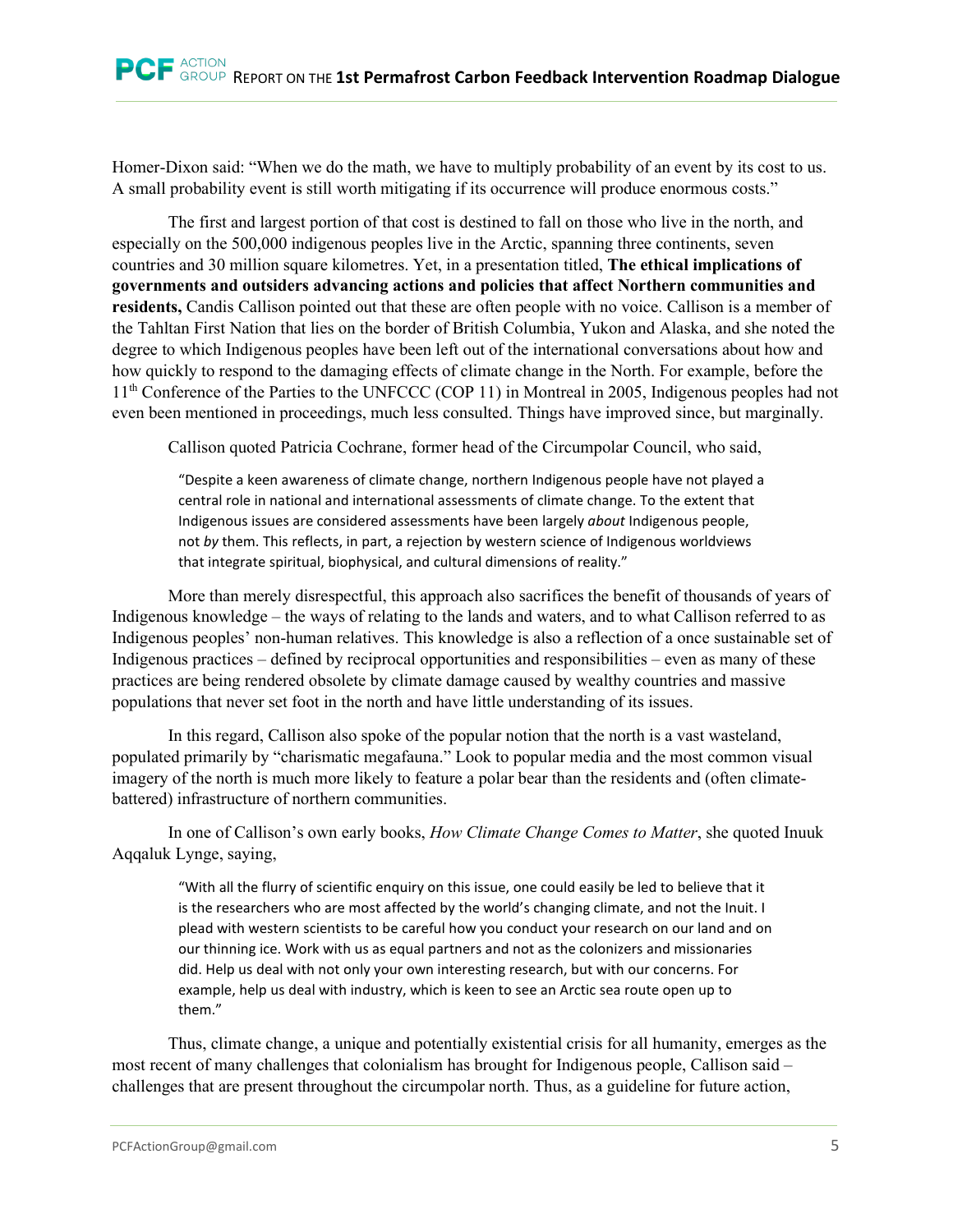Homer-Dixon said: "When we do the math, we have to multiply probability of an event by its cost to us. A small probability event is still worth mitigating if its occurrence will produce enormous costs."

The first and largest portion of that cost is destined to fall on those who live in the north, and especially on the 500,000 indigenous peoples live in the Arctic, spanning three continents, seven countries and 30 million square kilometres. Yet, in a presentation titled, **The ethical implications of governments and outsiders advancing actions and policies that affect Northern communities and residents,** Candis Callison pointed out that these are often people with no voice. Callison is a member of the Tahltan First Nation that lies on the border of British Columbia, Yukon and Alaska, and she noted the degree to which Indigenous peoples have been left out of the international conversations about how and how quickly to respond to the damaging effects of climate change in the North. For example, before the 11th Conference of the Parties to the UNFCCC (COP 11) in Montreal in 2005, Indigenous peoples had not even been mentioned in proceedings, much less consulted. Things have improved since, but marginally.

Callison quoted Patricia Cochrane, former head of the Circumpolar Council, who said,

> "Despite a keen awareness of climate change, northern Indigenous people have not played a central role in national and international assessments of climate change. To the extent that Indigenous issues are considered assessments have been largely *about* Indigenous people, not *by* them. This reflects, in part, a rejection by western science of Indigenous worldviews that integrate spiritual, biophysical, and cultural dimensions of reality."

More than merely disrespectful, this approach also sacrifices the benefit of thousands of years of Indigenous knowledge – the ways of relating to the lands and waters, and to what Callison referred to as Indigenous peoples' non-human relatives. This knowledge is also a reflection of a once sustainable set of Indigenous practices – defined by reciprocal opportunities and responsibilities – even as many of these practices are being rendered obsolete by climate damage caused by wealthy countries and massive populations that never set foot in the north and have little understanding of its issues.

In this regard, Callison also spoke of the popular notion that the north is a vast wasteland, populated primarily by "charismatic megafauna." Look to popular media and the most common visual imagery of the north is much more likely to feature a polar bear than the residents and (often climate-battered) infrastructure of northern communities.

In one of Callison's own early books, *How Climate Change Comes to Matter*, she quoted Inuuk Aqqaluk Lynge, saying,

> "With all the flurry of scientific enquiry on this issue, one could easily be led to believe that it is the researchers who are most affected by the world's changing climate, and not the Inuit. I plead with western scientists to be careful how you conduct your research on our land and on our thinning ice. Work with us as equal partners and not as the colonizers and missionaries did. Help us deal with not only your own interesting research, but with our concerns. For example, help us deal with industry, which is keen to see an Arctic sea route open up to them."

Thus, climate change, a unique and potentially existential crisis for all humanity, emerges as the most recent of many challenges that colonialism has brought for Indigenous people, Callison said – challenges that are present throughout the circumpolar north. Thus, as a guideline for future action,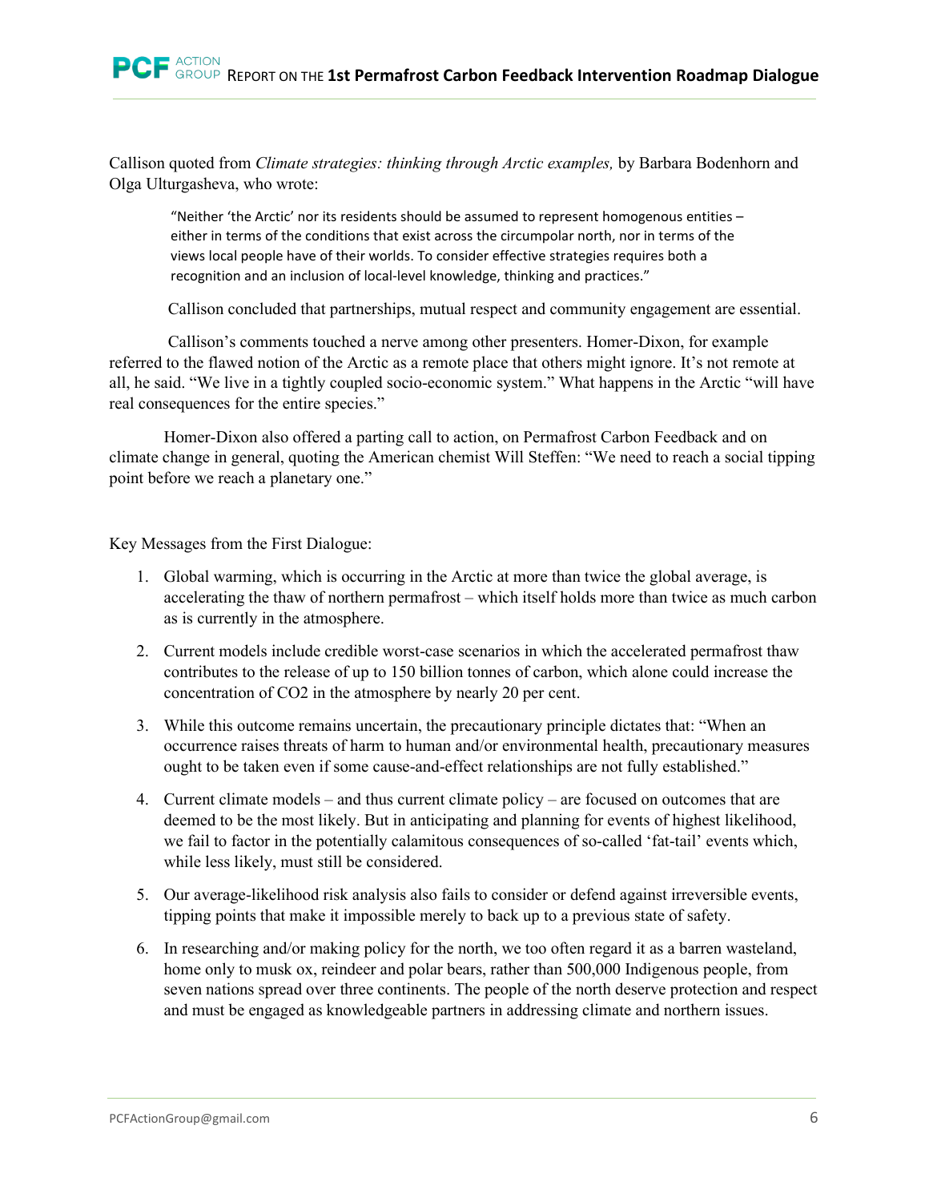Callison quoted from *Climate strategies: thinking through Arctic examples,* by Barbara Bodenhorn and Olga Ulturgasheva, who wrote:

> "Neither 'the Arctic' nor its residents should be assumed to represent homogenous entities – either in terms of the conditions that exist across the circumpolar north, nor in terms of the views local people have of their worlds. To consider effective strategies requires both a recognition and an inclusion of local-level knowledge, thinking and practices."

Callison concluded that partnerships, mutual respect and community engagement are essential.

Callison's comments touched a nerve among other presenters. Homer-Dixon, for example referred to the flawed notion of the Arctic as a remote place that others might ignore. It's not remote at all, he said. "We live in a tightly coupled socio-economic system." What happens in the Arctic "will have real consequences for the entire species."

Homer-Dixon also offered a parting call to action, on Permafrost Carbon Feedback and on climate change in general, quoting the American chemist Will Steffen: "We need to reach a social tipping point before we reach a planetary one."

Key Messages from the First Dialogue:

1. Global warming, which is occurring in the Arctic at more than twice the global average, is accelerating the thaw of northern permafrost – which itself holds more than twice as much carbon as is currently in the atmosphere.
2. Current models include credible worst-case scenarios in which the accelerated permafrost thaw contributes to the release of up to 150 billion tonnes of carbon, which alone could increase the concentration of CO2 in the atmosphere by nearly 20 per cent.
3. While this outcome remains uncertain, the precautionary principle dictates that: "When an occurrence raises threats of harm to human and/or environmental health, precautionary measures ought to be taken even if some cause-and-effect relationships are not fully established."
4. Current climate models – and thus current climate policy – are focused on outcomes that are deemed to be the most likely. But in anticipating and planning for events of highest likelihood, we fail to factor in the potentially calamitous consequences of so-called 'fat-tail' events which, while less likely, must still be considered.
5. Our average-likelihood risk analysis also fails to consider or defend against irreversible events, tipping points that make it impossible merely to back up to a previous state of safety.
6. In researching and/or making policy for the north, we too often regard it as a barren wasteland, home only to musk ox, reindeer and polar bears, rather than 500,000 Indigenous people, from seven nations spread over three continents. The people of the north deserve protection and respect and must be engaged as knowledgeable partners in addressing climate and northern issues.